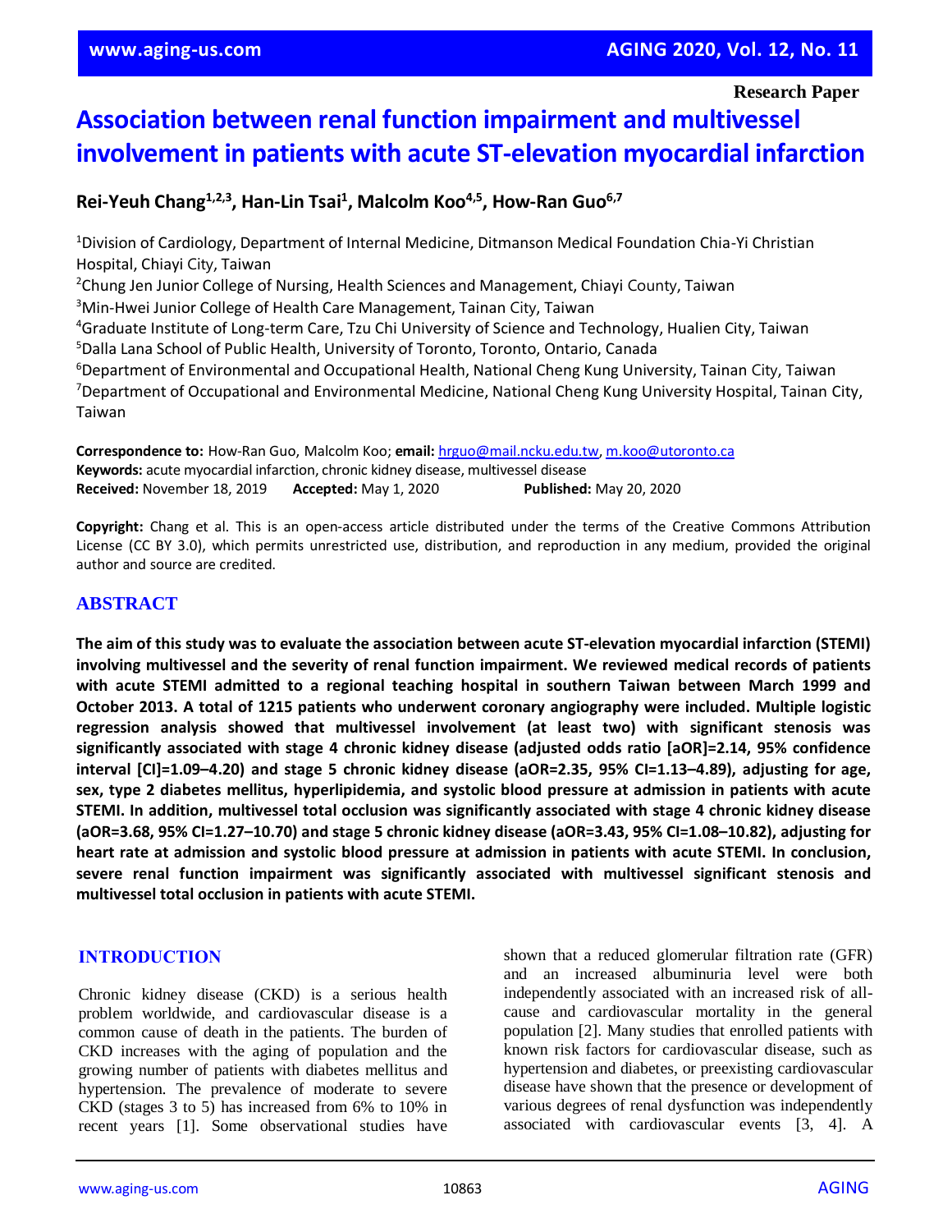Research Paper

# Association between renal function impairment and multivessel involvement in patients with acute ST-elevation myocardial infarction

**Rei-Yeuh Chang[1,2,3], Han-Lin Tsai[1], Malcolm Koo[4,5], How-Ran Guo[6,7]**

[1]Division of Cardiology, Department of Internal Medicine, Ditmanson Medical Foundation Chia-Yi Christian Hospital, Chiayi City, Taiwan
[2]Chung Jen Junior College of Nursing, Health Sciences and Management, Chiayi County, Taiwan
[3]Min-Hwei Junior College of Health Care Management, Tainan City, Taiwan
[4]Graduate Institute of Long-term Care, Tzu Chi University of Science and Technology, Hualien City, Taiwan
[5]Dalla Lana School of Public Health, University of Toronto, Toronto, Ontario, Canada
[6]Department of Environmental and Occupational Health, National Cheng Kung University, Tainan City, Taiwan
[7]Department of Occupational and Environmental Medicine, National Cheng Kung University Hospital, Tainan City, Taiwan

**Correspondence to:** How-Ran Guo, Malcolm Koo; **email:** hrguo@mail.ncku.edu.tw, m.koo@utoronto.ca
**Keywords:** acute myocardial infarction, chronic kidney disease, multivessel disease
**Received:** November 18, 2019 **Accepted:** May 1, 2020 **Published:** May 20, 2020

**Copyright:** Chang et al. This is an open-access article distributed under the terms of the Creative Commons Attribution License (CC BY 3.0), which permits unrestricted use, distribution, and reproduction in any medium, provided the original author and source are credited.

## ABSTRACT

**The aim of this study was to evaluate the association between acute ST-elevation myocardial infarction (STEMI) involving multivessel and the severity of renal function impairment. We reviewed medical records of patients with acute STEMI admitted to a regional teaching hospital in southern Taiwan between March 1999 and October 2013. A total of 1215 patients who underwent coronary angiography were included. Multiple logistic regression analysis showed that multivessel involvement (at least two) with significant stenosis was significantly associated with stage 4 chronic kidney disease (adjusted odds ratio [aOR]=2.14, 95% confidence interval [CI]=1.09–4.20) and stage 5 chronic kidney disease (aOR=2.35, 95% CI=1.13–4.89), adjusting for age, sex, type 2 diabetes mellitus, hyperlipidemia, and systolic blood pressure at admission in patients with acute STEMI. In addition, multivessel total occlusion was significantly associated with stage 4 chronic kidney disease (aOR=3.68, 95% CI=1.27–10.70) and stage 5 chronic kidney disease (aOR=3.43, 95% CI=1.08–10.82), adjusting for heart rate at admission and systolic blood pressure at admission in patients with acute STEMI. In conclusion, severe renal function impairment was significantly associated with multivessel significant stenosis and multivessel total occlusion in patients with acute STEMI.**

## INTRODUCTION

Chronic kidney disease (CKD) is a serious health problem worldwide, and cardiovascular disease is a common cause of death in the patients. The burden of CKD increases with the aging of population and the growing number of patients with diabetes mellitus and hypertension. The prevalence of moderate to severe CKD (stages 3 to 5) has increased from 6% to 10% in recent years [1]. Some observational studies have shown that a reduced glomerular filtration rate (GFR) and an increased albuminuria level were both independently associated with an increased risk of all-cause and cardiovascular mortality in the general population [2]. Many studies that enrolled patients with known risk factors for cardiovascular disease, such as hypertension and diabetes, or preexisting cardiovascular disease have shown that the presence or development of various degrees of renal dysfunction was independently associated with cardiovascular events [3, 4]. A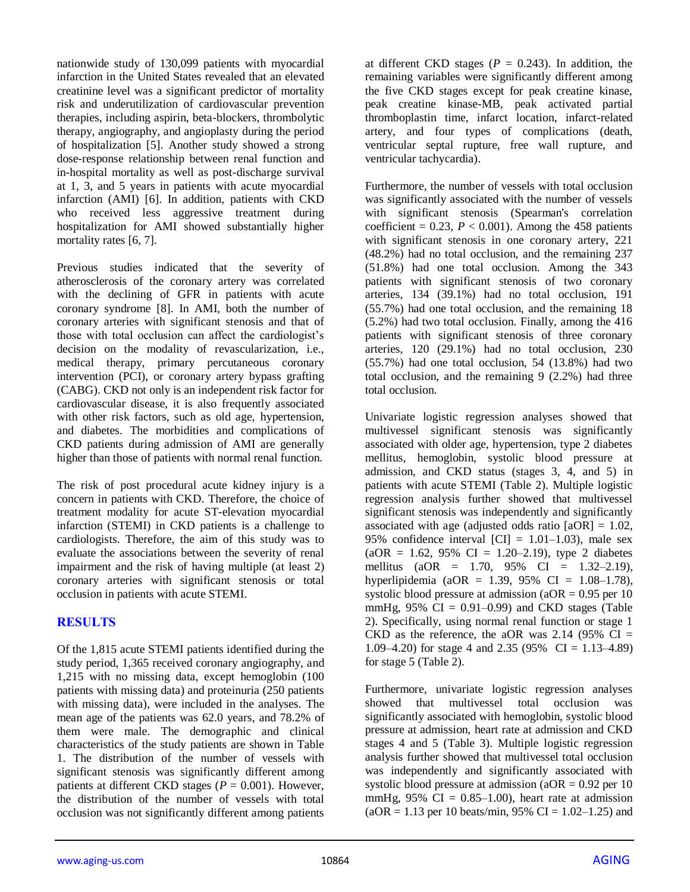nationwide study of 130,099 patients with myocardial infarction in the United States revealed that an elevated creatinine level was a significant predictor of mortality risk and underutilization of cardiovascular prevention therapies, including aspirin, beta-blockers, thrombolytic therapy, angiography, and angioplasty during the period of hospitalization [5]. Another study showed a strong dose-response relationship between renal function and in-hospital mortality as well as post-discharge survival at 1, 3, and 5 years in patients with acute myocardial infarction (AMI) [6]. In addition, patients with CKD who received less aggressive treatment during hospitalization for AMI showed substantially higher mortality rates [6, 7].

Previous studies indicated that the severity of atherosclerosis of the coronary artery was correlated with the declining of GFR in patients with acute coronary syndrome [8]. In AMI, both the number of coronary arteries with significant stenosis and that of those with total occlusion can affect the cardiologist's decision on the modality of revascularization, i.e., medical therapy, primary percutaneous coronary intervention (PCI), or coronary artery bypass grafting (CABG). CKD not only is an independent risk factor for cardiovascular disease, it is also frequently associated with other risk factors, such as old age, hypertension, and diabetes. The morbidities and complications of CKD patients during admission of AMI are generally higher than those of patients with normal renal function.

The risk of post procedural acute kidney injury is a concern in patients with CKD. Therefore, the choice of treatment modality for acute ST-elevation myocardial infarction (STEMI) in CKD patients is a challenge to cardiologists. Therefore, the aim of this study was to evaluate the associations between the severity of renal impairment and the risk of having multiple (at least 2) coronary arteries with significant stenosis or total occlusion in patients with acute STEMI.

## RESULTS

Of the 1,815 acute STEMI patients identified during the study period, 1,365 received coronary angiography, and 1,215 with no missing data, except hemoglobin (100 patients with missing data) and proteinuria (250 patients with missing data), were included in the analyses. The mean age of the patients was 62.0 years, and 78.2% of them were male. The demographic and clinical characteristics of the study patients are shown in Table 1. The distribution of the number of vessels with significant stenosis was significantly different among patients at different CKD stages ($P = 0.001$). However, the distribution of the number of vessels with total occlusion was not significantly different among patients at different CKD stages ($P = 0.243$). In addition, the remaining variables were significantly different among the five CKD stages except for peak creatine kinase, peak creatine kinase-MB, peak activated partial thromboplastin time, infarct location, infarct-related artery, and four types of complications (death, ventricular septal rupture, free wall rupture, and ventricular tachycardia).

Furthermore, the number of vessels with total occlusion was significantly associated with the number of vessels with significant stenosis (Spearman's correlation coefficient = 0.23, $P < 0.001$). Among the 458 patients with significant stenosis in one coronary artery, 221 (48.2%) had no total occlusion, and the remaining 237 (51.8%) had one total occlusion. Among the 343 patients with significant stenosis of two coronary arteries, 134 (39.1%) had no total occlusion, 191 (55.7%) had one total occlusion, and the remaining 18 (5.2%) had two total occlusion. Finally, among the 416 patients with significant stenosis of three coronary arteries, 120 (29.1%) had no total occlusion, 230 (55.7%) had one total occlusion, 54 (13.8%) had two total occlusion, and the remaining 9 (2.2%) had three total occlusion.

Univariate logistic regression analyses showed that multivessel significant stenosis was significantly associated with older age, hypertension, type 2 diabetes mellitus, hemoglobin, systolic blood pressure at admission, and CKD status (stages 3, 4, and 5) in patients with acute STEMI (Table 2). Multiple logistic regression analysis further showed that multivessel significant stenosis was independently and significantly associated with age (adjusted odds ratio [aOR] = 1.02, 95% confidence interval [CI] = 1.01–1.03), male sex (aOR = 1.62, 95% CI = 1.20–2.19), type 2 diabetes mellitus (aOR = 1.70, 95% CI = 1.32–2.19), hyperlipidemia (aOR = 1.39, 95% CI = 1.08–1.78), systolic blood pressure at admission (aOR = 0.95 per 10 mmHg, 95% CI = 0.91–0.99) and CKD stages (Table 2). Specifically, using normal renal function or stage 1 CKD as the reference, the aOR was 2.14 (95% CI = 1.09–4.20) for stage 4 and 2.35 (95% CI = 1.13–4.89) for stage 5 (Table 2).

Furthermore, univariate logistic regression analyses showed that multivessel total occlusion was significantly associated with hemoglobin, systolic blood pressure at admission, heart rate at admission and CKD stages 4 and 5 (Table 3). Multiple logistic regression analysis further showed that multivessel total occlusion was independently and significantly associated with systolic blood pressure at admission (aOR = 0.92 per 10 mmHg, 95% CI = 0.85–1.00), heart rate at admission (aOR = 1.13 per 10 beats/min, 95% CI = 1.02–1.25) and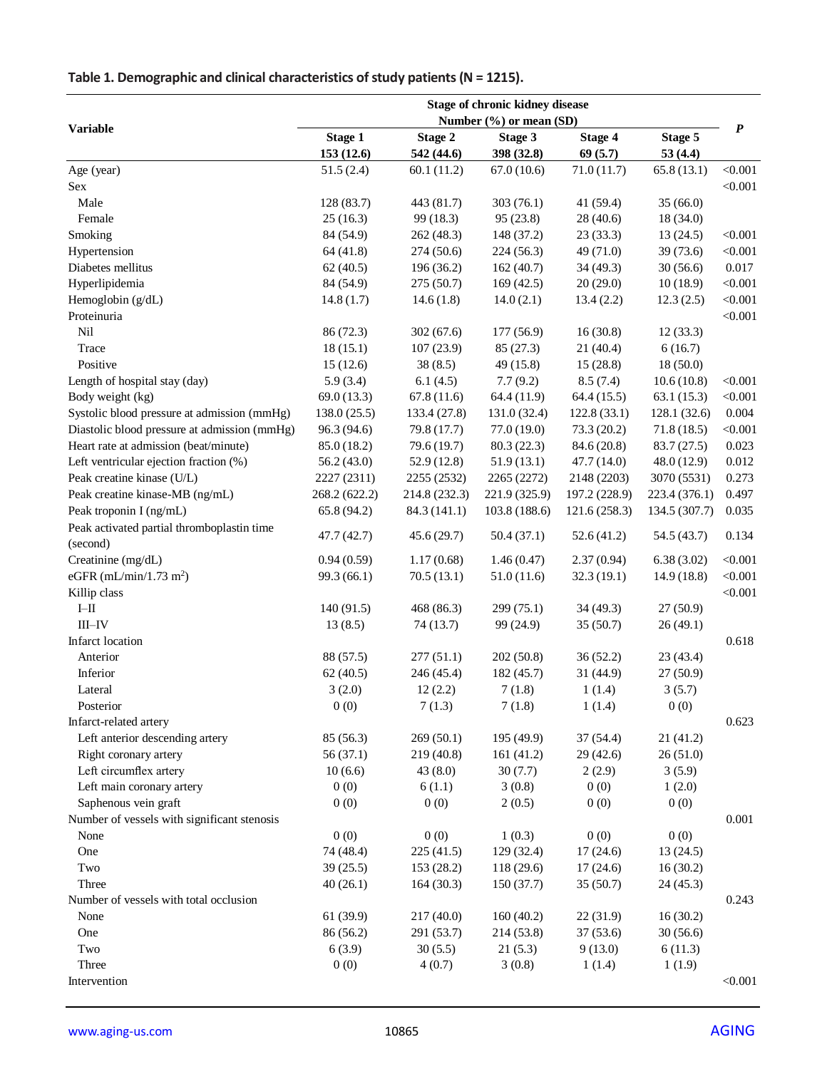**Table 1. Demographic and clinical characteristics of study patients (N = 1215).**

| Variable | Stage of chronic kidney disease Number (%) or mean (SD) | | | | | *P* |
|---|---|---|---|---|---|---|
| | Stage 1 153 (12.6) | Stage 2 542 (44.6) | Stage 3 398 (32.8) | Stage 4 69 (5.7) | Stage 5 53 (4.4) | |
| Age (year) | 51.5 (2.4) | 60.1 (11.2) | 67.0 (10.6) | 71.0 (11.7) | 65.8 (13.1) | <0.001 |
| Sex | | | | | | <0.001 |
| Male | 128 (83.7) | 443 (81.7) | 303 (76.1) | 41 (59.4) | 35 (66.0) | |
| Female | 25 (16.3) | 99 (18.3) | 95 (23.8) | 28 (40.6) | 18 (34.0) | |
| Smoking | 84 (54.9) | 262 (48.3) | 148 (37.2) | 23 (33.3) | 13 (24.5) | <0.001 |
| Hypertension | 64 (41.8) | 274 (50.6) | 224 (56.3) | 49 (71.0) | 39 (73.6) | <0.001 |
| Diabetes mellitus | 62 (40.5) | 196 (36.2) | 162 (40.7) | 34 (49.3) | 30 (56.6) | 0.017 |
| Hyperlipidemia | 84 (54.9) | 275 (50.7) | 169 (42.5) | 20 (29.0) | 10 (18.9) | <0.001 |
| Hemoglobin (g/dL) | 14.8 (1.7) | 14.6 (1.8) | 14.0 (2.1) | 13.4 (2.2) | 12.3 (2.5) | <0.001 |
| Proteinuria | | | | | | <0.001 |
| Nil | 86 (72.3) | 302 (67.6) | 177 (56.9) | 16 (30.8) | 12 (33.3) | |
| Trace | 18 (15.1) | 107 (23.9) | 85 (27.3) | 21 (40.4) | 6 (16.7) | |
| Positive | 15 (12.6) | 38 (8.5) | 49 (15.8) | 15 (28.8) | 18 (50.0) | |
| Length of hospital stay (day) | 5.9 (3.4) | 6.1 (4.5) | 7.7 (9.2) | 8.5 (7.4) | 10.6 (10.8) | <0.001 |
| Body weight (kg) | 69.0 (13.3) | 67.8 (11.6) | 64.4 (11.9) | 64.4 (15.5) | 63.1 (15.3) | <0.001 |
| Systolic blood pressure at admission (mmHg) | 138.0 (25.5) | 133.4 (27.8) | 131.0 (32.4) | 122.8 (33.1) | 128.1 (32.6) | 0.004 |
| Diastolic blood pressure at admission (mmHg) | 96.3 (94.6) | 79.8 (17.7) | 77.0 (19.0) | 73.3 (20.2) | 71.8 (18.5) | <0.001 |
| Heart rate at admission (beat/minute) | 85.0 (18.2) | 79.6 (19.7) | 80.3 (22.3) | 84.6 (20.8) | 83.7 (27.5) | 0.023 |
| Left ventricular ejection fraction (%) | 56.2 (43.0) | 52.9 (12.8) | 51.9 (13.1) | 47.7 (14.0) | 48.0 (12.9) | 0.012 |
| Peak creatine kinase (U/L) | 2227 (2311) | 2255 (2532) | 2265 (2272) | 2148 (2203) | 3070 (5531) | 0.273 |
| Peak creatine kinase-MB (ng/mL) | 268.2 (622.2) | 214.8 (232.3) | 221.9 (325.9) | 197.2 (228.9) | 223.4 (376.1) | 0.497 |
| Peak troponin I (ng/mL) | 65.8 (94.2) | 84.3 (141.1) | 103.8 (188.6) | 121.6 (258.3) | 134.5 (307.7) | 0.035 |
| Peak activated partial thromboplastin time (second) | 47.7 (42.7) | 45.6 (29.7) | 50.4 (37.1) | 52.6 (41.2) | 54.5 (43.7) | 0.134 |
| Creatinine (mg/dL) | 0.94 (0.59) | 1.17 (0.68) | 1.46 (0.47) | 2.37 (0.94) | 6.38 (3.02) | <0.001 |
| eGFR (mL/min/1.73 $m^2$) | 99.3 (66.1) | 70.5 (13.1) | 51.0 (11.6) | 32.3 (19.1) | 14.9 (18.8) | <0.001 |
| Killip class | | | | | | <0.001 |
| I–II | 140 (91.5) | 468 (86.3) | 299 (75.1) | 34 (49.3) | 27 (50.9) | |
| III–IV | 13 (8.5) | 74 (13.7) | 99 (24.9) | 35 (50.7) | 26 (49.1) | |
| Infarct location | | | | | | 0.618 |
| Anterior | 88 (57.5) | 277 (51.1) | 202 (50.8) | 36 (52.2) | 23 (43.4) | |
| Inferior | 62 (40.5) | 246 (45.4) | 182 (45.7) | 31 (44.9) | 27 (50.9) | |
| Lateral | 3 (2.0) | 12 (2.2) | 7 (1.8) | 1 (1.4) | 3 (5.7) | |
| Posterior | 0 (0) | 7 (1.3) | 7 (1.8) | 1 (1.4) | 0 (0) | |
| Infarct-related artery | | | | | | 0.623 |
| Left anterior descending artery | 85 (56.3) | 269 (50.1) | 195 (49.9) | 37 (54.4) | 21 (41.2) | |
| Right coronary artery | 56 (37.1) | 219 (40.8) | 161 (41.2) | 29 (42.6) | 26 (51.0) | |
| Left circumflex artery | 10 (6.6) | 43 (8.0) | 30 (7.7) | 2 (2.9) | 3 (5.9) | |
| Left main coronary artery | 0 (0) | 6 (1.1) | 3 (0.8) | 0 (0) | 1 (2.0) | |
| Saphenous vein graft | 0 (0) | 0 (0) | 2 (0.5) | 0 (0) | 0 (0) | |
| Number of vessels with significant stenosis | | | | | | 0.001 |
| None | 0 (0) | 0 (0) | 1 (0.3) | 0 (0) | 0 (0) | |
| One | 74 (48.4) | 225 (41.5) | 129 (32.4) | 17 (24.6) | 13 (24.5) | |
| Two | 39 (25.5) | 153 (28.2) | 118 (29.6) | 17 (24.6) | 16 (30.2) | |
| Three | 40 (26.1) | 164 (30.3) | 150 (37.7) | 35 (50.7) | 24 (45.3) | |
| Number of vessels with total occlusion | | | | | | 0.243 |
| None | 61 (39.9) | 217 (40.0) | 160 (40.2) | 22 (31.9) | 16 (30.2) | |
| One | 86 (56.2) | 291 (53.7) | 214 (53.8) | 37 (53.6) | 30 (56.6) | |
| Two | 6 (3.9) | 30 (5.5) | 21 (5.3) | 9 (13.0) | 6 (11.3) | |
| Three | 0 (0) | 4 (0.7) | 3 (0.8) | 1 (1.4) | 1 (1.9) | |
| Intervention | | | | | | <0.001 |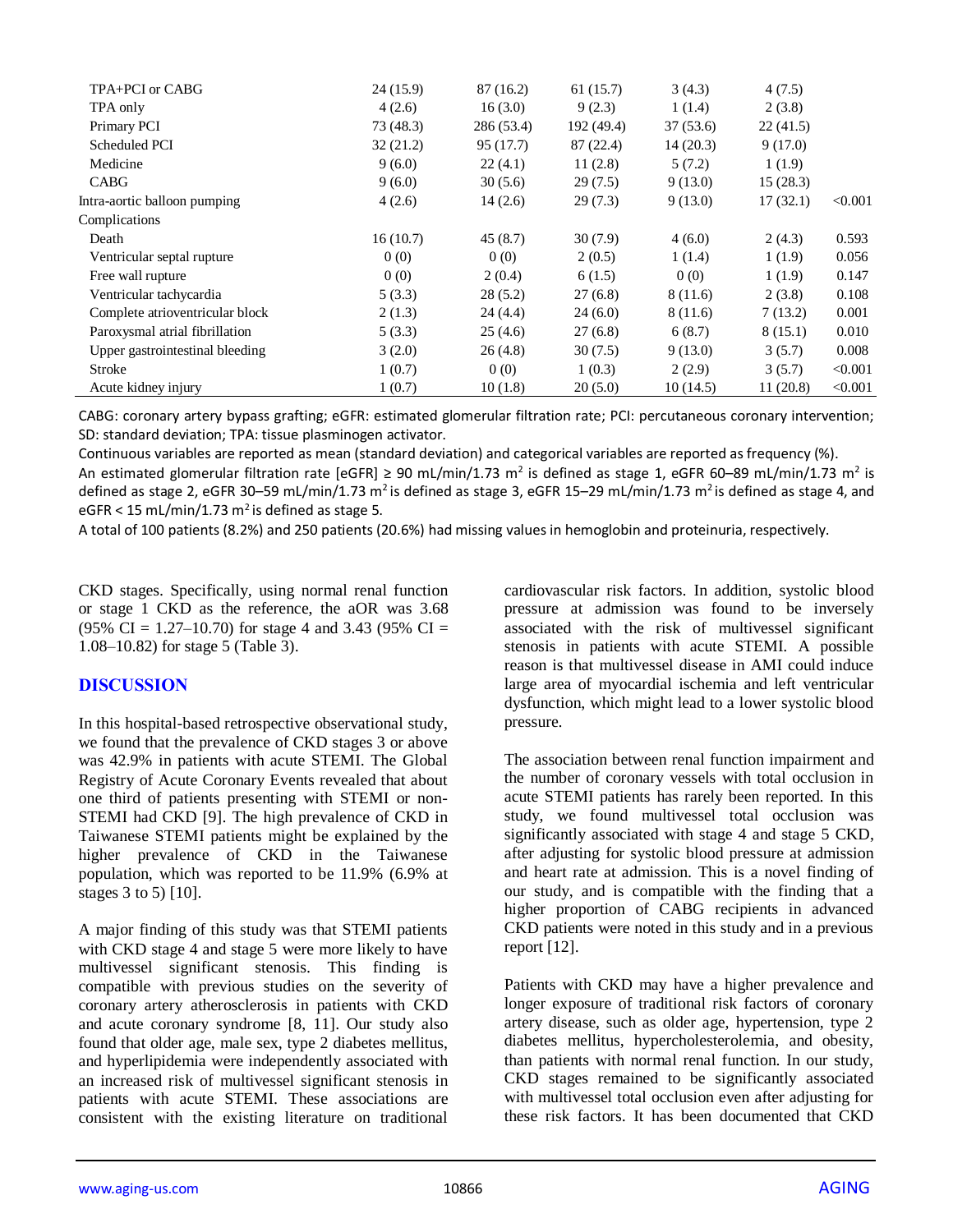| | | | | | | |
|---|---|---|---|---|---|---|
| TPA+PCI or CABG | 24 (15.9) | 87 (16.2) | 61 (15.7) | 3 (4.3) | 4 (7.5) | |
| TPA only | 4 (2.6) | 16 (3.0) | 9 (2.3) | 1 (1.4) | 2 (3.8) | |
| Primary PCI | 73 (48.3) | 286 (53.4) | 192 (49.4) | 37 (53.6) | 22 (41.5) | |
| Scheduled PCI | 32 (21.2) | 95 (17.7) | 87 (22.4) | 14 (20.3) | 9 (17.0) | |
| Medicine | 9 (6.0) | 22 (4.1) | 11 (2.8) | 5 (7.2) | 1 (1.9) | |
| CABG | 9 (6.0) | 30 (5.6) | 29 (7.5) | 9 (13.0) | 15 (28.3) | |
| Intra-aortic balloon pumping | 4 (2.6) | 14 (2.6) | 29 (7.3) | 9 (13.0) | 17 (32.1) | <0.001 |
| Complications | | | | | | |
| Death | 16 (10.7) | 45 (8.7) | 30 (7.9) | 4 (6.0) | 2 (4.3) | 0.593 |
| Ventricular septal rupture | 0 (0) | 0 (0) | 2 (0.5) | 1 (1.4) | 1 (1.9) | 0.056 |
| Free wall rupture | 0 (0) | 2 (0.4) | 6 (1.5) | 0 (0) | 1 (1.9) | 0.147 |
| Ventricular tachycardia | 5 (3.3) | 28 (5.2) | 27 (6.8) | 8 (11.6) | 2 (3.8) | 0.108 |
| Complete atrioventricular block | 2 (1.3) | 24 (4.4) | 24 (6.0) | 8 (11.6) | 7 (13.2) | 0.001 |
| Paroxysmal atrial fibrillation | 5 (3.3) | 25 (4.6) | 27 (6.8) | 6 (8.7) | 8 (15.1) | 0.010 |
| Upper gastrointestinal bleeding | 3 (2.0) | 26 (4.8) | 30 (7.5) | 9 (13.0) | 3 (5.7) | 0.008 |
| Stroke | 1 (0.7) | 0 (0) | 1 (0.3) | 2 (2.9) | 3 (5.7) | <0.001 |
| Acute kidney injury | 1 (0.7) | 10 (1.8) | 20 (5.0) | 10 (14.5) | 11 (20.8) | <0.001 |

CABG: coronary artery bypass grafting; eGFR: estimated glomerular filtration rate; PCI: percutaneous coronary intervention; SD: standard deviation; TPA: tissue plasminogen activator.

Continuous variables are reported as mean (standard deviation) and categorical variables are reported as frequency (%).

An estimated glomerular filtration rate [eGFR] ≥ 90 mL/min/1.73 $m^2$ is defined as stage 1, eGFR 60–89 mL/min/1.73 $m^2$ is defined as stage 2, eGFR 30–59 mL/min/1.73 $m^2$ is defined as stage 3, eGFR 15–29 mL/min/1.73 $m^2$ is defined as stage 4, and eGFR < 15 mL/min/1.73 $m^2$ is defined as stage 5.

A total of 100 patients (8.2%) and 250 patients (20.6%) had missing values in hemoglobin and proteinuria, respectively.

CKD stages. Specifically, using normal renal function or stage 1 CKD as the reference, the aOR was 3.68 (95% CI = 1.27–10.70) for stage 4 and 3.43 (95% CI = 1.08–10.82) for stage 5 (Table 3).

## DISCUSSION

In this hospital-based retrospective observational study, we found that the prevalence of CKD stages 3 or above was 42.9% in patients with acute STEMI. The Global Registry of Acute Coronary Events revealed that about one third of patients presenting with STEMI or non-STEMI had CKD [9]. The high prevalence of CKD in Taiwanese STEMI patients might be explained by the higher prevalence of CKD in the Taiwanese population, which was reported to be 11.9% (6.9% at stages 3 to 5) [10].

A major finding of this study was that STEMI patients with CKD stage 4 and stage 5 were more likely to have multivessel significant stenosis. This finding is compatible with previous studies on the severity of coronary artery atherosclerosis in patients with CKD and acute coronary syndrome [8, 11]. Our study also found that older age, male sex, type 2 diabetes mellitus, and hyperlipidemia were independently associated with an increased risk of multivessel significant stenosis in patients with acute STEMI. These associations are consistent with the existing literature on traditional cardiovascular risk factors. In addition, systolic blood pressure at admission was found to be inversely associated with the risk of multivessel significant stenosis in patients with acute STEMI. A possible reason is that multivessel disease in AMI could induce large area of myocardial ischemia and left ventricular dysfunction, which might lead to a lower systolic blood pressure.

The association between renal function impairment and the number of coronary vessels with total occlusion in acute STEMI patients has rarely been reported. In this study, we found multivessel total occlusion was significantly associated with stage 4 and stage 5 CKD, after adjusting for systolic blood pressure at admission and heart rate at admission. This is a novel finding of our study, and is compatible with the finding that a higher proportion of CABG recipients in advanced CKD patients were noted in this study and in a previous report [12].

Patients with CKD may have a higher prevalence and longer exposure of traditional risk factors of coronary artery disease, such as older age, hypertension, type 2 diabetes mellitus, hypercholesterolemia, and obesity, than patients with normal renal function. In our study, CKD stages remained to be significantly associated with multivessel total occlusion even after adjusting for these risk factors. It has been documented that CKD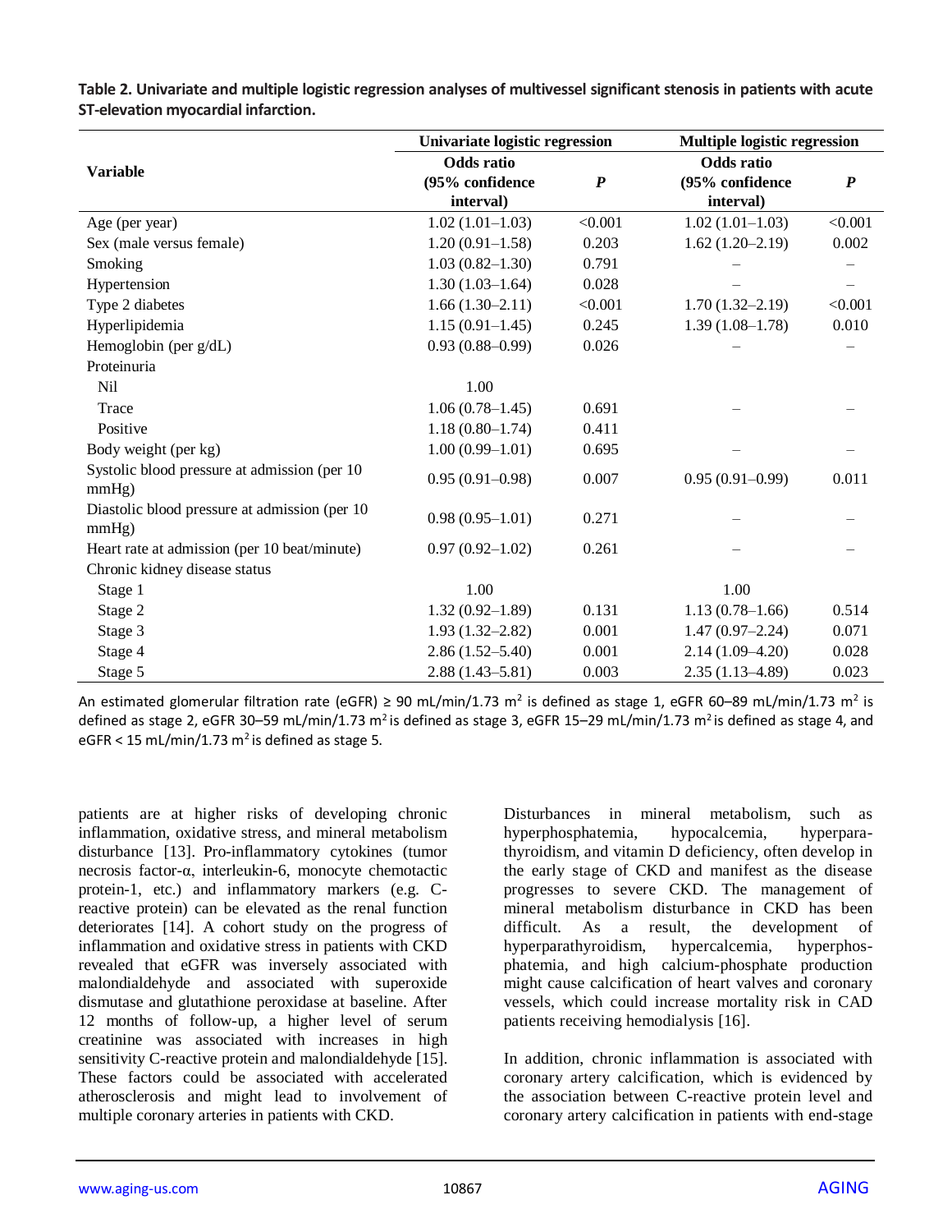**Table 2. Univariate and multiple logistic regression analyses of multivessel significant stenosis in patients with acute ST-elevation myocardial infarction.**

| Variable | Univariate logistic regression | | Multiple logistic regression | |
|---|---|---|---|---|
| | Odds ratio (95% confidence interval) | *P* | Odds ratio (95% confidence interval) | *P* |
| Age (per year) | 1.02 (1.01–1.03) | <0.001 | 1.02 (1.01–1.03) | <0.001 |
| Sex (male versus female) | 1.20 (0.91–1.58) | 0.203 | 1.62 (1.20–2.19) | 0.002 |
| Smoking | 1.03 (0.82–1.30) | 0.791 | – | – |
| Hypertension | 1.30 (1.03–1.64) | 0.028 | – | – |
| Type 2 diabetes | 1.66 (1.30–2.11) | <0.001 | 1.70 (1.32–2.19) | <0.001 |
| Hyperlipidemia | 1.15 (0.91–1.45) | 0.245 | 1.39 (1.08–1.78) | 0.010 |
| Hemoglobin (per g/dL) | 0.93 (0.88–0.99) | 0.026 | – | – |
| Proteinuria | | | | |
| Nil | 1.00 | | | |
| Trace | 1.06 (0.78–1.45) | 0.691 | – | – |
| Positive | 1.18 (0.80–1.74) | 0.411 | | |
| Body weight (per kg) | 1.00 (0.99–1.01) | 0.695 | – | – |
| Systolic blood pressure at admission (per 10 mmHg) | 0.95 (0.91–0.98) | 0.007 | 0.95 (0.91–0.99) | 0.011 |
| Diastolic blood pressure at admission (per 10 mmHg) | 0.98 (0.95–1.01) | 0.271 | – | – |
| Heart rate at admission (per 10 beat/minute) | 0.97 (0.92–1.02) | 0.261 | – | – |
| Chronic kidney disease status | | | | |
| Stage 1 | 1.00 | | 1.00 | |
| Stage 2 | 1.32 (0.92–1.89) | 0.131 | 1.13 (0.78–1.66) | 0.514 |
| Stage 3 | 1.93 (1.32–2.82) | 0.001 | 1.47 (0.97–2.24) | 0.071 |
| Stage 4 | 2.86 (1.52–5.40) | 0.001 | 2.14 (1.09–4.20) | 0.028 |
| Stage 5 | 2.88 (1.43–5.81) | 0.003 | 2.35 (1.13–4.89) | 0.023 |

An estimated glomerular filtration rate (eGFR) ≥ 90 mL/min/1.73 $m^2$ is defined as stage 1, eGFR 60–89 mL/min/1.73 $m^2$ is defined as stage 2, eGFR 30–59 mL/min/1.73 $m^2$ is defined as stage 3, eGFR 15–29 mL/min/1.73 $m^2$ is defined as stage 4, and eGFR < 15 mL/min/1.73 $m^2$ is defined as stage 5.

patients are at higher risks of developing chronic inflammation, oxidative stress, and mineral metabolism disturbance [13]. Pro-inflammatory cytokines (tumor necrosis factor-α, interleukin-6, monocyte chemotactic protein-1, etc.) and inflammatory markers (e.g. C-reactive protein) can be elevated as the renal function deteriorates [14]. A cohort study on the progress of inflammation and oxidative stress in patients with CKD revealed that eGFR was inversely associated with malondialdehyde and associated with superoxide dismutase and glutathione peroxidase at baseline. After 12 months of follow-up, a higher level of serum creatinine was associated with increases in high sensitivity C-reactive protein and malondialdehyde [15]. These factors could be associated with accelerated atherosclerosis and might lead to involvement of multiple coronary arteries in patients with CKD.

Disturbances in mineral metabolism, such as hyperphosphatemia, hypocalcemia, hyperparathyroidism, and vitamin D deficiency, often develop in the early stage of CKD and manifest as the disease progresses to severe CKD. The management of mineral metabolism disturbance in CKD has been difficult. As a result, the development of hyperparathyroidism, hypercalcemia, hyperphosphatemia, and high calcium-phosphate production might cause calcification of heart valves and coronary vessels, which could increase mortality risk in CAD patients receiving hemodialysis [16].

In addition, chronic inflammation is associated with coronary artery calcification, which is evidenced by the association between C-reactive protein level and coronary artery calcification in patients with end-stage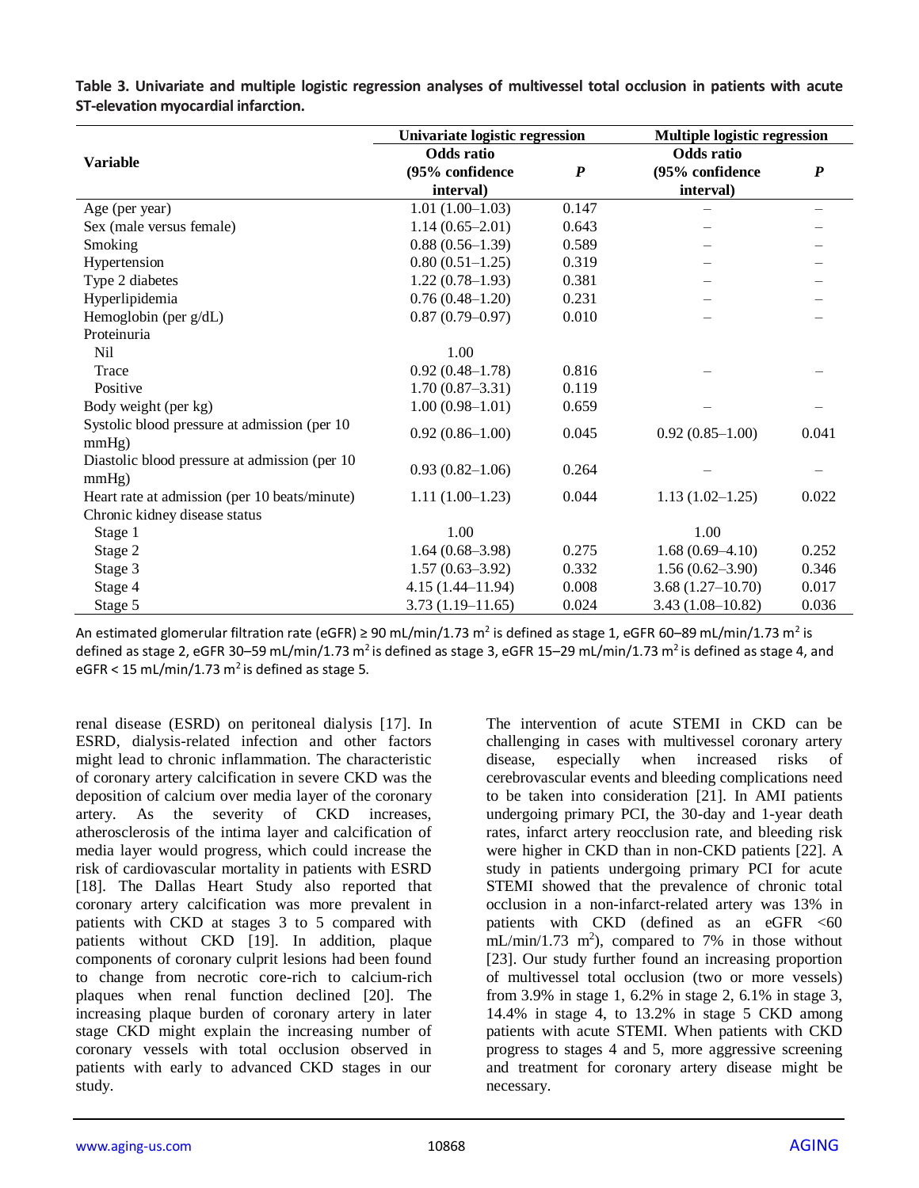**Table 3. Univariate and multiple logistic regression analyses of multivessel total occlusion in patients with acute ST-elevation myocardial infarction.**

| Variable | Univariate logistic regression | | Multiple logistic regression | |
|---|---|---|---|---|
| | Odds ratio (95% confidence interval) | *P* | Odds ratio (95% confidence interval) | *P* |
| Age (per year) | 1.01 (1.00–1.03) | 0.147 | – | – |
| Sex (male versus female) | 1.14 (0.65–2.01) | 0.643 | – | – |
| Smoking | 0.88 (0.56–1.39) | 0.589 | – | – |
| Hypertension | 0.80 (0.51–1.25) | 0.319 | – | – |
| Type 2 diabetes | 1.22 (0.78–1.93) | 0.381 | – | – |
| Hyperlipidemia | 0.76 (0.48–1.20) | 0.231 | – | – |
| Hemoglobin (per g/dL) | 0.87 (0.79–0.97) | 0.010 | – | – |
| Proteinuria | | | | |
| Nil | 1.00 | | | |
| Trace | 0.92 (0.48–1.78) | 0.816 | – | – |
| Positive | 1.70 (0.87–3.31) | 0.119 | | |
| Body weight (per kg) | 1.00 (0.98–1.01) | 0.659 | – | – |
| Systolic blood pressure at admission (per 10 mmHg) | 0.92 (0.86–1.00) | 0.045 | 0.92 (0.85–1.00) | 0.041 |
| Diastolic blood pressure at admission (per 10 mmHg) | 0.93 (0.82–1.06) | 0.264 | – | – |
| Heart rate at admission (per 10 beats/minute) | 1.11 (1.00–1.23) | 0.044 | 1.13 (1.02–1.25) | 0.022 |
| Chronic kidney disease status | | | | |
| Stage 1 | 1.00 | | 1.00 | |
| Stage 2 | 1.64 (0.68–3.98) | 0.275 | 1.68 (0.69–4.10) | 0.252 |
| Stage 3 | 1.57 (0.63–3.92) | 0.332 | 1.56 (0.62–3.90) | 0.346 |
| Stage 4 | 4.15 (1.44–11.94) | 0.008 | 3.68 (1.27–10.70) | 0.017 |
| Stage 5 | 3.73 (1.19–11.65) | 0.024 | 3.43 (1.08–10.82) | 0.036 |

An estimated glomerular filtration rate (eGFR) ≥ 90 mL/min/1.73 $m^2$ is defined as stage 1, eGFR 60–89 mL/min/1.73 $m^2$ is defined as stage 2, eGFR 30–59 mL/min/1.73 $m^2$ is defined as stage 3, eGFR 15–29 mL/min/1.73 $m^2$ is defined as stage 4, and eGFR < 15 mL/min/1.73 $m^2$ is defined as stage 5.

renal disease (ESRD) on peritoneal dialysis [17]. In ESRD, dialysis-related infection and other factors might lead to chronic inflammation. The characteristic of coronary artery calcification in severe CKD was the deposition of calcium over media layer of the coronary artery. As the severity of CKD increases, atherosclerosis of the intima layer and calcification of media layer would progress, which could increase the risk of cardiovascular mortality in patients with ESRD [18]. The Dallas Heart Study also reported that coronary artery calcification was more prevalent in patients with CKD at stages 3 to 5 compared with patients without CKD [19]. In addition, plaque components of coronary culprit lesions had been found to change from necrotic core-rich to calcium-rich plaques when renal function declined [20]. The increasing plaque burden of coronary artery in later stage CKD might explain the increasing number of coronary vessels with total occlusion observed in patients with early to advanced CKD stages in our study.

The intervention of acute STEMI in CKD can be challenging in cases with multivessel coronary artery disease, especially when increased risks of cerebrovascular events and bleeding complications need to be taken into consideration [21]. In AMI patients undergoing primary PCI, the 30-day and 1-year death rates, infarct artery reocclusion rate, and bleeding risk were higher in CKD than in non-CKD patients [22]. A study in patients undergoing primary PCI for acute STEMI showed that the prevalence of chronic total occlusion in a non-infarct-related artery was 13% in patients with CKD (defined as an eGFR <60 mL/min/1.73 $m^2$), compared to 7% in those without [23]. Our study further found an increasing proportion of multivessel total occlusion (two or more vessels) from 3.9% in stage 1, 6.2% in stage 2, 6.1% in stage 3, 14.4% in stage 4, to 13.2% in stage 5 CKD among patients with acute STEMI. When patients with CKD progress to stages 4 and 5, more aggressive screening and treatment for coronary artery disease might be necessary.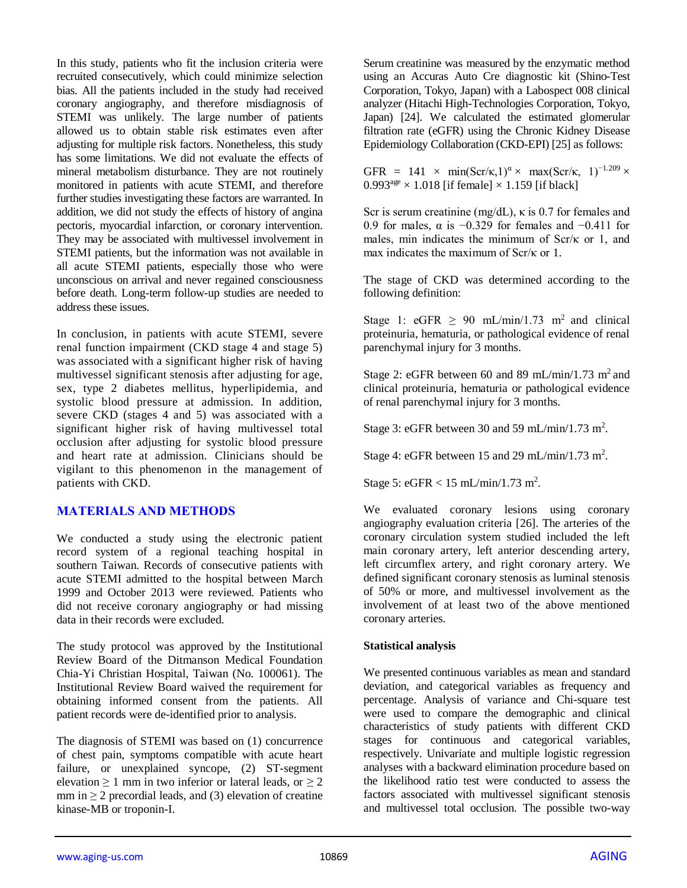In this study, patients who fit the inclusion criteria were recruited consecutively, which could minimize selection bias. All the patients included in the study had received coronary angiography, and therefore misdiagnosis of STEMI was unlikely. The large number of patients allowed us to obtain stable risk estimates even after adjusting for multiple risk factors. Nonetheless, this study has some limitations. We did not evaluate the effects of mineral metabolism disturbance. They are not routinely monitored in patients with acute STEMI, and therefore further studies investigating these factors are warranted. In addition, we did not study the effects of history of angina pectoris, myocardial infarction, or coronary intervention. They may be associated with multivessel involvement in STEMI patients, but the information was not available in all acute STEMI patients, especially those who were unconscious on arrival and never regained consciousness before death. Long-term follow-up studies are needed to address these issues.

In conclusion, in patients with acute STEMI, severe renal function impairment (CKD stage 4 and stage 5) was associated with a significant higher risk of having multivessel significant stenosis after adjusting for age, sex, type 2 diabetes mellitus, hyperlipidemia, and systolic blood pressure at admission. In addition, severe CKD (stages 4 and 5) was associated with a significant higher risk of having multivessel total occlusion after adjusting for systolic blood pressure and heart rate at admission. Clinicians should be vigilant to this phenomenon in the management of patients with CKD.

## MATERIALS AND METHODS

We conducted a study using the electronic patient record system of a regional teaching hospital in southern Taiwan. Records of consecutive patients with acute STEMI admitted to the hospital between March 1999 and October 2013 were reviewed. Patients who did not receive coronary angiography or had missing data in their records were excluded.

The study protocol was approved by the Institutional Review Board of the Ditmanson Medical Foundation Chia-Yi Christian Hospital, Taiwan (No. 100061). The Institutional Review Board waived the requirement for obtaining informed consent from the patients. All patient records were de-identified prior to analysis.

The diagnosis of STEMI was based on (1) concurrence of chest pain, symptoms compatible with acute heart failure, or unexplained syncope, (2) ST-segment elevation $\geq 1$ mm in two inferior or lateral leads, or $\geq 2$ mm in $\geq 2$ precordial leads, and (3) elevation of creatine kinase-MB or troponin-I.

Serum creatinine was measured by the enzymatic method using an Accuras Auto Cre diagnostic kit (Shino-Test Corporation, Tokyo, Japan) with a Labospect 008 clinical analyzer (Hitachi High-Technologies Corporation, Tokyo, Japan) [24]. We calculated the estimated glomerular filtration rate (eGFR) using the Chronic Kidney Disease Epidemiology Collaboration (CKD-EPI) [25] as follows:

$$\text{GFR} = 141 \times \min(\text{Scr}/\kappa, 1)^{\alpha} \times \max(\text{Scr}/\kappa, 1)^{-1.209} \times 0.993^{\text{age}} \times 1.018 \text{ [if female]} \times 1.159 \text{ [if black]}$$

Scr is serum creatinine (mg/dL), $\kappa$ is 0.7 for females and 0.9 for males, $\alpha$ is −0.329 for females and −0.411 for males, min indicates the minimum of Scr/$\kappa$ or 1, and max indicates the maximum of Scr/$\kappa$ or 1.

The stage of CKD was determined according to the following definition:

Stage 1: eGFR $\geq$ 90 mL/min/1.73 $m^2$ and clinical proteinuria, hematuria, or pathological evidence of renal parenchymal injury for 3 months.

Stage 2: eGFR between 60 and 89 mL/min/1.73 $m^2$ and clinical proteinuria, hematuria or pathological evidence of renal parenchymal injury for 3 months.

Stage 3: eGFR between 30 and 59 mL/min/1.73 $m^2$.

Stage 4: eGFR between 15 and 29 mL/min/1.73 $m^2$.

Stage 5: eGFR < 15 mL/min/1.73 $m^2$.

We evaluated coronary lesions using coronary angiography evaluation criteria [26]. The arteries of the coronary circulation system studied included the left main coronary artery, left anterior descending artery, left circumflex artery, and right coronary artery. We defined significant coronary stenosis as luminal stenosis of 50% or more, and multivessel involvement as the involvement of at least two of the above mentioned coronary arteries.

### Statistical analysis

We presented continuous variables as mean and standard deviation, and categorical variables as frequency and percentage. Analysis of variance and Chi-square test were used to compare the demographic and clinical characteristics of study patients with different CKD stages for continuous and categorical variables, respectively. Univariate and multiple logistic regression analyses with a backward elimination procedure based on the likelihood ratio test were conducted to assess the factors associated with multivessel significant stenosis and multivessel total occlusion. The possible two-way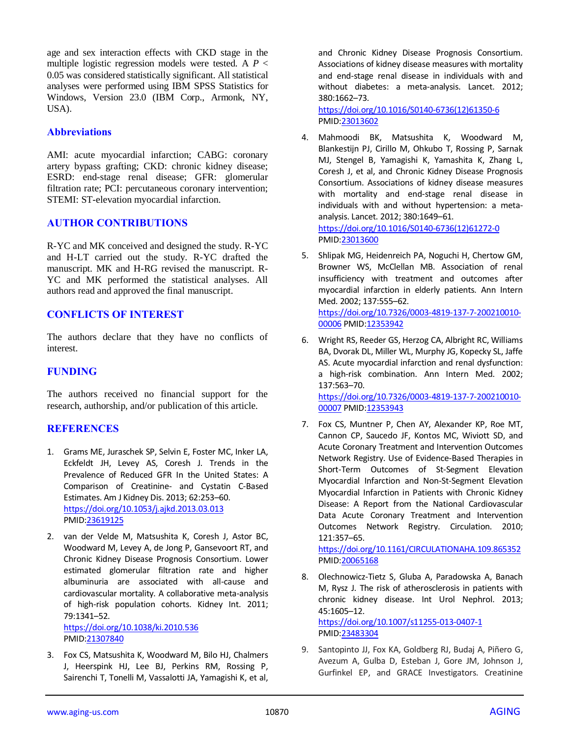age and sex interaction effects with CKD stage in the multiple logistic regression models were tested. A $P < 0.05$ was considered statistically significant. All statistical analyses were performed using IBM SPSS Statistics for Windows, Version 23.0 (IBM Corp., Armonk, NY, USA).

## Abbreviations

AMI: acute myocardial infarction; CABG: coronary artery bypass grafting; CKD: chronic kidney disease; ESRD: end-stage renal disease; GFR: glomerular filtration rate; PCI: percutaneous coronary intervention; STEMI: ST-elevation myocardial infarction.

## AUTHOR CONTRIBUTIONS

R-YC and MK conceived and designed the study. R-YC and H-LT carried out the study. R-YC drafted the manuscript. MK and H-RG revised the manuscript. R-YC and MK performed the statistical analyses. All authors read and approved the final manuscript.

## CONFLICTS OF INTEREST

The authors declare that they have no conflicts of interest.

## FUNDING

The authors received no financial support for the research, authorship, and/or publication of this article.

## REFERENCES

1. Grams ME, Juraschek SP, Selvin E, Foster MC, Inker LA, Eckfeldt JH, Levey AS, Coresh J. Trends in the Prevalence of Reduced GFR In the United States: A Comparison of Creatinine- and Cystatin C-Based Estimates. Am J Kidney Dis. 2013; 62:253–60. https://doi.org/10.1053/j.ajkd.2013.03.013 PMID:23619125

2. van der Velde M, Matsushita K, Coresh J, Astor BC, Woodward M, Levey A, de Jong P, Gansevoort RT, and Chronic Kidney Disease Prognosis Consortium. Lower estimated glomerular filtration rate and higher albuminuria are associated with all-cause and cardiovascular mortality. A collaborative meta-analysis of high-risk population cohorts. Kidney Int. 2011; 79:1341–52. https://doi.org/10.1038/ki.2010.536 PMID:21307840

3. Fox CS, Matsushita K, Woodward M, Bilo HJ, Chalmers J, Heerspink HJ, Lee BJ, Perkins RM, Rossing P, Sairenchi T, Tonelli M, Vassalotti JA, Yamagishi K, et al, and Chronic Kidney Disease Prognosis Consortium. Associations of kidney disease measures with mortality and end-stage renal disease in individuals with and without diabetes: a meta-analysis. Lancet. 2012; 380:1662–73. https://doi.org/10.1016/S0140-6736(12)61350-6 PMID:23013602

4. Mahmoodi BK, Matsushita K, Woodward M, Blankestijn PJ, Cirillo M, Ohkubo T, Rossing P, Sarnak MJ, Stengel B, Yamagishi K, Yamashita K, Zhang L, Coresh J, et al, and Chronic Kidney Disease Prognosis Consortium. Associations of kidney disease measures with mortality and end-stage renal disease in individuals with and without hypertension: a meta-analysis. Lancet. 2012; 380:1649–61. https://doi.org/10.1016/S0140-6736(12)61272-0 PMID:23013600

5. Shlipak MG, Heidenreich PA, Noguchi H, Chertow GM, Browner WS, McClellan MB. Association of renal insufficiency with treatment and outcomes after myocardial infarction in elderly patients. Ann Intern Med. 2002; 137:555–62. https://doi.org/10.7326/0003-4819-137-7-200210010-00006 PMID:12353942

6. Wright RS, Reeder GS, Herzog CA, Albright RC, Williams BA, Dvorak DL, Miller WL, Murphy JG, Kopecky SL, Jaffe AS. Acute myocardial infarction and renal dysfunction: a high-risk combination. Ann Intern Med. 2002; 137:563–70. https://doi.org/10.7326/0003-4819-137-7-200210010-00007 PMID:12353943

7. Fox CS, Muntner P, Chen AY, Alexander KP, Roe MT, Cannon CP, Saucedo JF, Kontos MC, Wiviott SD, and Acute Coronary Treatment and Intervention Outcomes Network Registry. Use of Evidence-Based Therapies in Short-Term Outcomes of St-Segment Elevation Myocardial Infarction and Non-St-Segment Elevation Myocardial Infarction in Patients with Chronic Kidney Disease: A Report from the National Cardiovascular Data Acute Coronary Treatment and Intervention Outcomes Network Registry. Circulation. 2010; 121:357–65. https://doi.org/10.1161/CIRCULATIONAHA.109.865352 PMID:20065168

8. Olechnowicz-Tietz S, Gluba A, Paradowska A, Banach M, Rysz J. The risk of atherosclerosis in patients with chronic kidney disease. Int Urol Nephrol. 2013; 45:1605–12. https://doi.org/10.1007/s11255-013-0407-1 PMID:23483304

9. Santopinto JJ, Fox KA, Goldberg RJ, Budaj A, Piñero G, Avezum A, Gulba D, Esteban J, Gore JM, Johnson J, Gurfinkel EP, and GRACE Investigators. Creatinine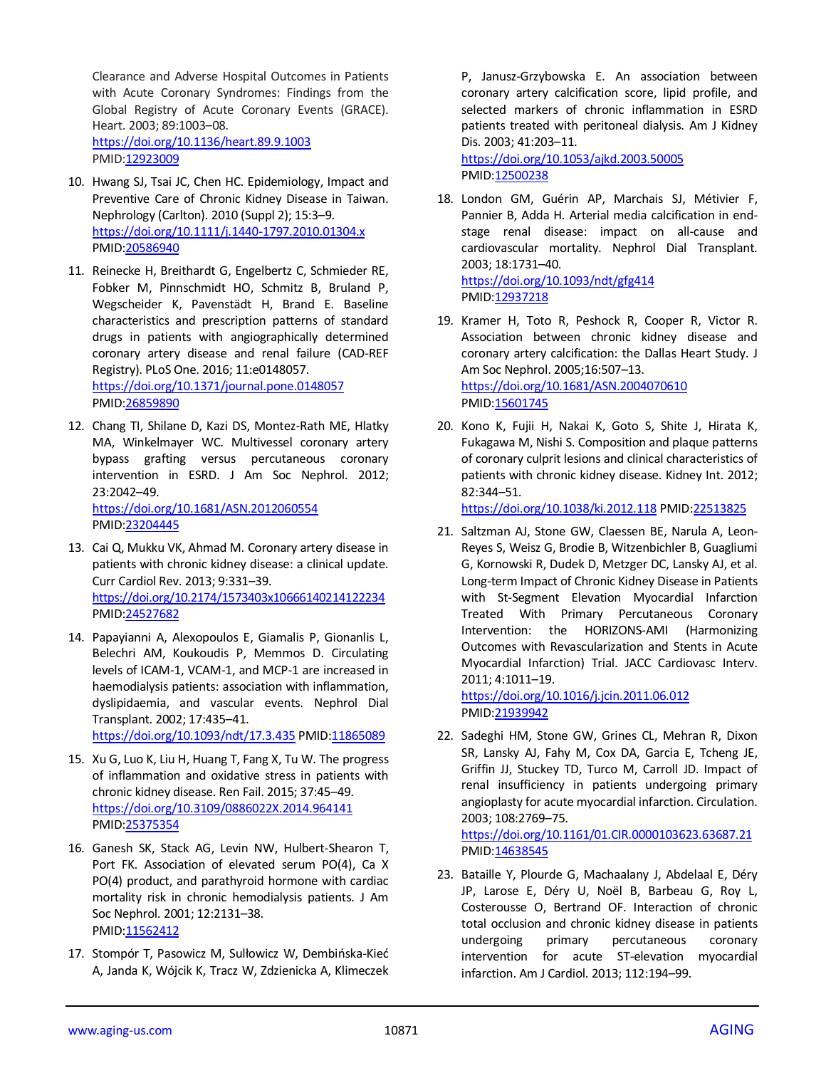Clearance and Adverse Hospital Outcomes in Patients with Acute Coronary Syndromes: Findings from the Global Registry of Acute Coronary Events (GRACE). Heart. 2003; 89:1003–08.
https://doi.org/10.1136/heart.89.9.1003
PMID:12923009

10. Hwang SJ, Tsai JC, Chen HC. Epidemiology, Impact and Preventive Care of Chronic Kidney Disease in Taiwan. Nephrology (Carlton). 2010 (Suppl 2); 15:3–9.
https://doi.org/10.1111/j.1440-1797.2010.01304.x
PMID:20586940

11. Reinecke H, Breithardt G, Engelbertz C, Schmieder RE, Fobker M, Pinnschmidt HO, Schmitz B, Bruland P, Wegscheider K, Pavenstädt H, Brand E. Baseline characteristics and prescription patterns of standard drugs in patients with angiographically determined coronary artery disease and renal failure (CAD-REF Registry). PLoS One. 2016; 11:e0148057.
https://doi.org/10.1371/journal.pone.0148057
PMID:26859890

12. Chang TI, Shilane D, Kazi DS, Montez-Rath ME, Hlatky MA, Winkelmayer WC. Multivessel coronary artery bypass grafting versus percutaneous coronary intervention in ESRD. J Am Soc Nephrol. 2012; 23:2042–49.
https://doi.org/10.1681/ASN.2012060554
PMID:23204445

13. Cai Q, Mukku VK, Ahmad M. Coronary artery disease in patients with chronic kidney disease: a clinical update. Curr Cardiol Rev. 2013; 9:331–39.
https://doi.org/10.2174/1573403x10666140214122234
PMID:24527682

14. Papayianni A, Alexopoulos E, Giamalis P, Gionanlis L, Belechri AM, Koukoudis P, Memmos D. Circulating levels of ICAM-1, VCAM-1, and MCP-1 are increased in haemodialysis patients: association with inflammation, dyslipidaemia, and vascular events. Nephrol Dial Transplant. 2002; 17:435–41.
https://doi.org/10.1093/ndt/17.3.435 PMID:11865089

15. Xu G, Luo K, Liu H, Huang T, Fang X, Tu W. The progress of inflammation and oxidative stress in patients with chronic kidney disease. Ren Fail. 2015; 37:45–49.
https://doi.org/10.3109/0886022X.2014.964141
PMID:25375354

16. Ganesh SK, Stack AG, Levin NW, Hulbert-Shearon T, Port FK. Association of elevated serum PO(4), Ca X PO(4) product, and parathyroid hormone with cardiac mortality risk in chronic hemodialysis patients. J Am Soc Nephrol. 2001; 12:2131–38.
PMID:11562412

17. Stompór T, Pasowicz M, Sułłowicz W, Dembińska-Kieć A, Janda K, Wójcik K, Tracz W, Zdzienicka A, Klimeczek P, Janusz-Grzybowska E. An association between coronary artery calcification score, lipid profile, and selected markers of chronic inflammation in ESRD patients treated with peritoneal dialysis. Am J Kidney Dis. 2003; 41:203–11.
https://doi.org/10.1053/ajkd.2003.50005
PMID:12500238

18. London GM, Guérin AP, Marchais SJ, Métivier F, Pannier B, Adda H. Arterial media calcification in end-stage renal disease: impact on all-cause and cardiovascular mortality. Nephrol Dial Transplant. 2003; 18:1731–40.
https://doi.org/10.1093/ndt/gfg414
PMID:12937218

19. Kramer H, Toto R, Peshock R, Cooper R, Victor R. Association between chronic kidney disease and coronary artery calcification: the Dallas Heart Study. J Am Soc Nephrol. 2005;16:507–13.
https://doi.org/10.1681/ASN.2004070610
PMID:15601745

20. Kono K, Fujii H, Nakai K, Goto S, Shite J, Hirata K, Fukagawa M, Nishi S. Composition and plaque patterns of coronary culprit lesions and clinical characteristics of patients with chronic kidney disease. Kidney Int. 2012; 82:344–51.
https://doi.org/10.1038/ki.2012.118 PMID:22513825

21. Saltzman AJ, Stone GW, Claessen BE, Narula A, Leon-Reyes S, Weisz G, Brodie B, Witzenbichler B, Guagliumi G, Kornowski R, Dudek D, Metzger DC, Lansky AJ, et al. Long-term Impact of Chronic Kidney Disease in Patients with St-Segment Elevation Myocardial Infarction Treated With Primary Percutaneous Coronary Intervention: the HORIZONS-AMI (Harmonizing Outcomes with Revascularization and Stents in Acute Myocardial Infarction) Trial. JACC Cardiovasc Interv. 2011; 4:1011–19.
https://doi.org/10.1016/j.jcin.2011.06.012
PMID:21939942

22. Sadeghi HM, Stone GW, Grines CL, Mehran R, Dixon SR, Lansky AJ, Fahy M, Cox DA, Garcia E, Tcheng JE, Griffin JJ, Stuckey TD, Turco M, Carroll JD. Impact of renal insufficiency in patients undergoing primary angioplasty for acute myocardial infarction. Circulation. 2003; 108:2769–75.
https://doi.org/10.1161/01.CIR.0000103623.63687.21
PMID:14638545

23. Bataille Y, Plourde G, Machaalany J, Abdelaal E, Déry JP, Larose E, Déry U, Noël B, Barbeau G, Roy L, Costerousse O, Bertrand OF. Interaction of chronic total occlusion and chronic kidney disease in patients undergoing primary percutaneous coronary intervention for acute ST-elevation myocardial infarction. Am J Cardiol. 2013; 112:194–99.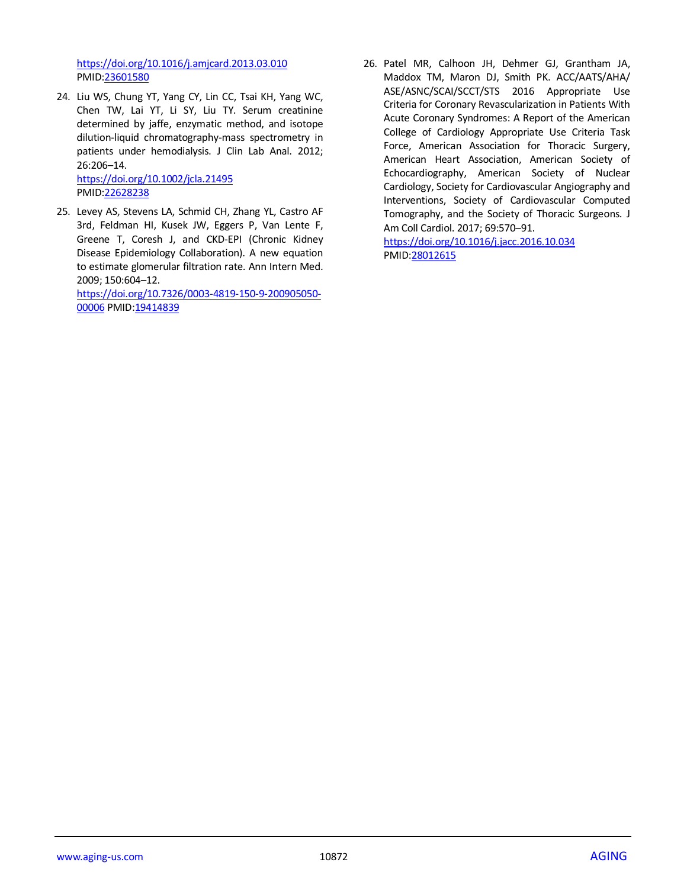https://doi.org/10.1016/j.amjcard.2013.03.010 PMID:23601580

24. Liu WS, Chung YT, Yang CY, Lin CC, Tsai KH, Yang WC, Chen TW, Lai YT, Li SY, Liu TY. Serum creatinine determined by jaffe, enzymatic method, and isotope dilution-liquid chromatography-mass spectrometry in patients under hemodialysis. J Clin Lab Anal. 2012; 26:206–14. https://doi.org/10.1002/jcla.21495 PMID:22628238

25. Levey AS, Stevens LA, Schmid CH, Zhang YL, Castro AF 3rd, Feldman HI, Kusek JW, Eggers P, Van Lente F, Greene T, Coresh J, and CKD-EPI (Chronic Kidney Disease Epidemiology Collaboration). A new equation to estimate glomerular filtration rate. Ann Intern Med. 2009; 150:604–12. https://doi.org/10.7326/0003-4819-150-9-200905050-00006 PMID:19414839

26. Patel MR, Calhoon JH, Dehmer GJ, Grantham JA, Maddox TM, Maron DJ, Smith PK. ACC/AATS/AHA/ASE/ASNC/SCAI/SCCT/STS 2016 Appropriate Use Criteria for Coronary Revascularization in Patients With Acute Coronary Syndromes: A Report of the American College of Cardiology Appropriate Use Criteria Task Force, American Association for Thoracic Surgery, American Heart Association, American Society of Echocardiography, American Society of Nuclear Cardiology, Society for Cardiovascular Angiography and Interventions, Society of Cardiovascular Computed Tomography, and the Society of Thoracic Surgeons. J Am Coll Cardiol. 2017; 69:570–91. https://doi.org/10.1016/j.jacc.2016.10.034 PMID:28012615